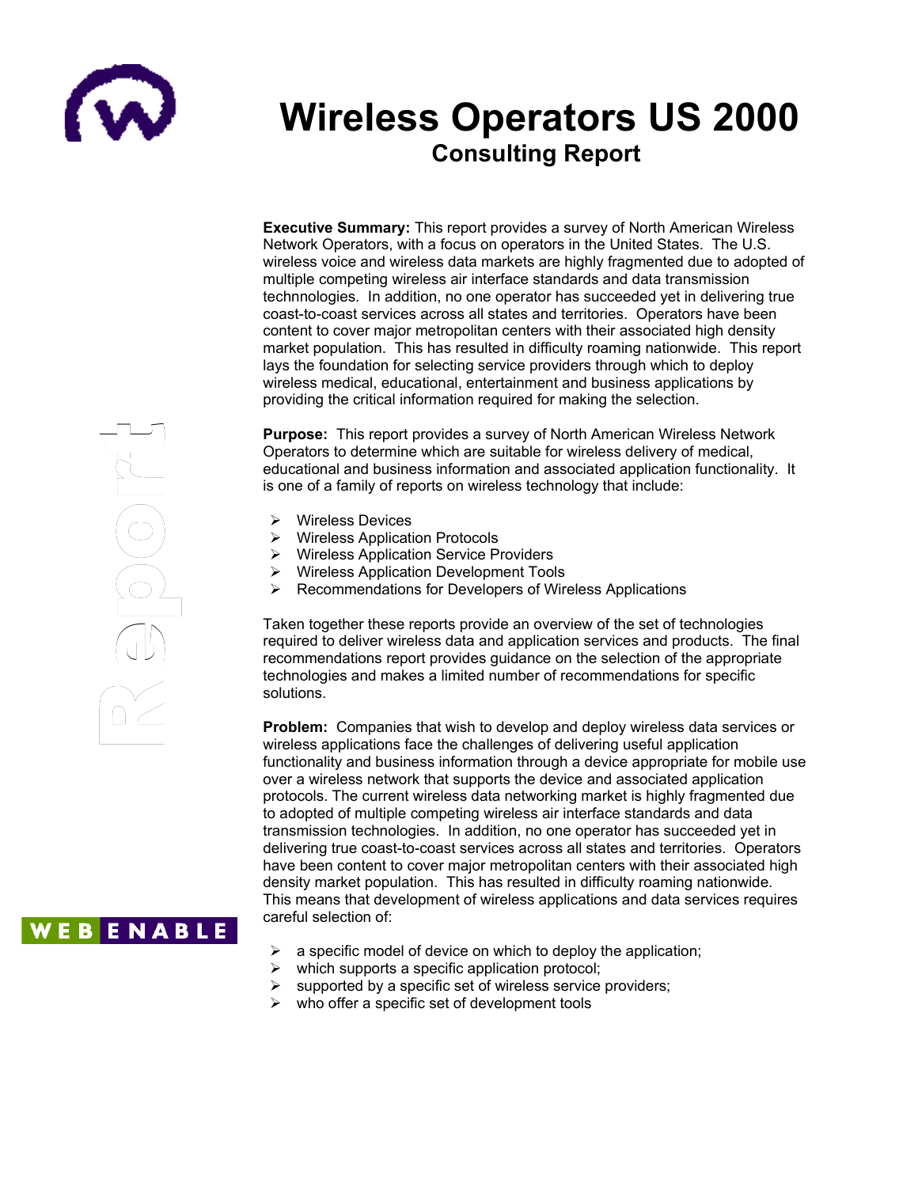# Wireless Operators US 2000

## Consulting Report

**Executive Summary:** This report provides a survey of North American Wireless Network Operators, with a focus on operators in the United States. The U.S. wireless voice and wireless data markets are highly fragmented due to adopted of multiple competing wireless air interface standards and data transmission technnologies. In addition, no one operator has succeeded yet in delivering true coast-to-coast services across all states and territories. Operators have been content to cover major metropolitan centers with their associated high density market population. This has resulted in difficulty roaming nationwide. This report lays the foundation for selecting service providers through which to deploy wireless medical, educational, entertainment and business applications by providing the critical information required for making the selection.

**Purpose:** This report provides a survey of North American Wireless Network Operators to determine which are suitable for wireless delivery of medical, educational and business information and associated application functionality. It is one of a family of reports on wireless technology that include:

- Wireless Devices
- Wireless Application Protocols
- Wireless Application Service Providers
- Wireless Application Development Tools
- Recommendations for Developers of Wireless Applications

Taken together these reports provide an overview of the set of technologies required to deliver wireless data and application services and products. The final recommendations report provides guidance on the selection of the appropriate technologies and makes a limited number of recommendations for specific solutions.

**Problem:** Companies that wish to develop and deploy wireless data services or wireless applications face the challenges of delivering useful application functionality and business information through a device appropriate for mobile use over a wireless network that supports the device and associated application protocols. The current wireless data networking market is highly fragmented due to adopted of multiple competing wireless air interface standards and data transmission technologies. In addition, no one operator has succeeded yet in delivering true coast-to-coast services across all states and territories. Operators have been content to cover major metropolitan centers with their associated high density market population. This has resulted in difficulty roaming nationwide. This means that development of wireless applications and data services requires careful selection of:

- a specific model of device on which to deploy the application;
- which supports a specific application protocol;
- supported by a specific set of wireless service providers;
- who offer a specific set of development tools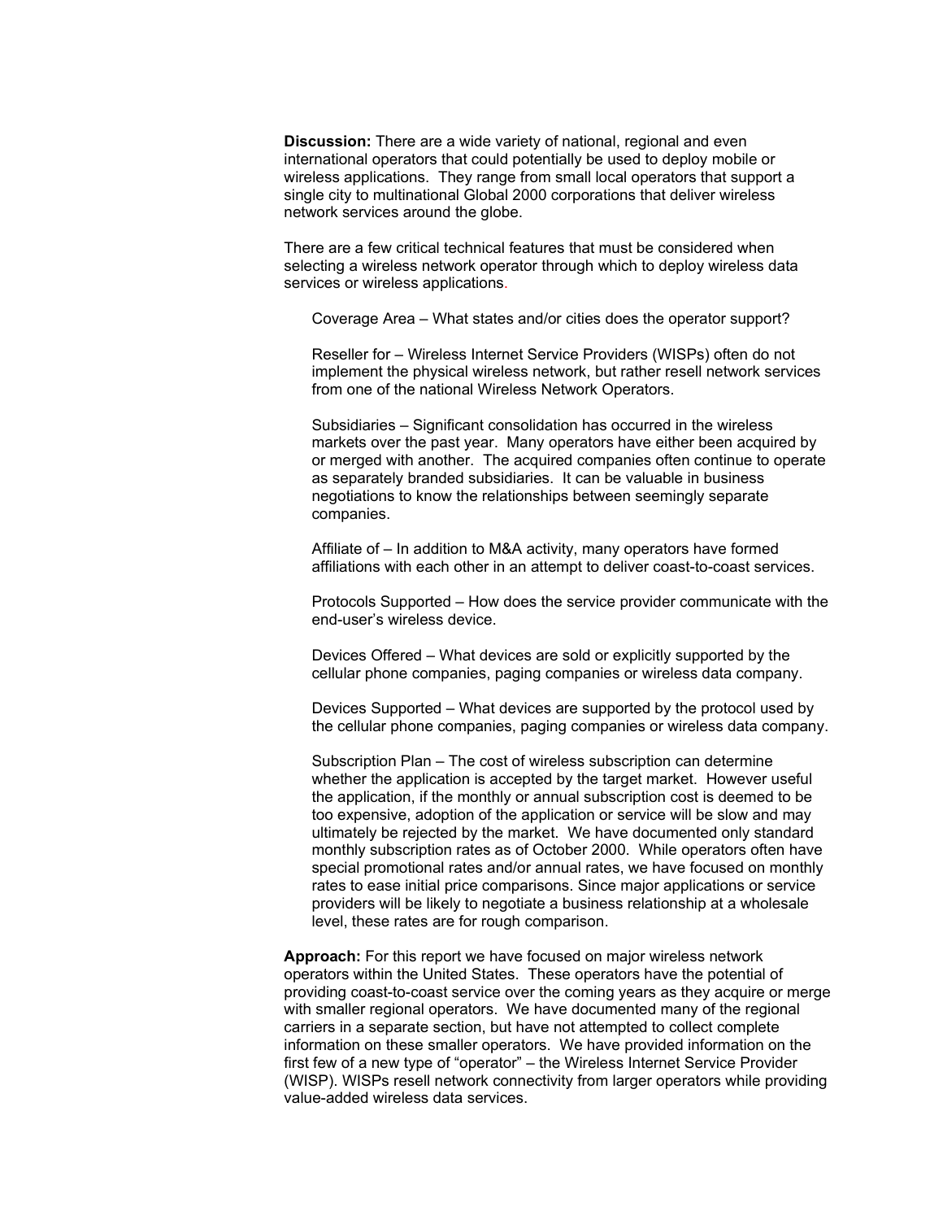**Discussion:** There are a wide variety of national, regional and even international operators that could potentially be used to deploy mobile or wireless applications. They range from small local operators that support a single city to multinational Global 2000 corporations that deliver wireless network services around the globe.

There are a few critical technical features that must be considered when selecting a wireless network operator through which to deploy wireless data services or wireless applications.

Coverage Area – What states and/or cities does the operator support?

Reseller for – Wireless Internet Service Providers (WISPs) often do not implement the physical wireless network, but rather resell network services from one of the national Wireless Network Operators.

Subsidiaries – Significant consolidation has occurred in the wireless markets over the past year. Many operators have either been acquired by or merged with another. The acquired companies often continue to operate as separately branded subsidiaries. It can be valuable in business negotiations to know the relationships between seemingly separate companies.

Affiliate of – In addition to M&A activity, many operators have formed affiliations with each other in an attempt to deliver coast-to-coast services.

Protocols Supported – How does the service provider communicate with the end-user's wireless device.

Devices Offered – What devices are sold or explicitly supported by the cellular phone companies, paging companies or wireless data company.

Devices Supported – What devices are supported by the protocol used by the cellular phone companies, paging companies or wireless data company.

Subscription Plan – The cost of wireless subscription can determine whether the application is accepted by the target market. However useful the application, if the monthly or annual subscription cost is deemed to be too expensive, adoption of the application or service will be slow and may ultimately be rejected by the market. We have documented only standard monthly subscription rates as of October 2000. While operators often have special promotional rates and/or annual rates, we have focused on monthly rates to ease initial price comparisons. Since major applications or service providers will be likely to negotiate a business relationship at a wholesale level, these rates are for rough comparison.

**Approach:** For this report we have focused on major wireless network operators within the United States. These operators have the potential of providing coast-to-coast service over the coming years as they acquire or merge with smaller regional operators. We have documented many of the regional carriers in a separate section, but have not attempted to collect complete information on these smaller operators. We have provided information on the first few of a new type of "operator" – the Wireless Internet Service Provider (WISP). WISPs resell network connectivity from larger operators while providing value-added wireless data services.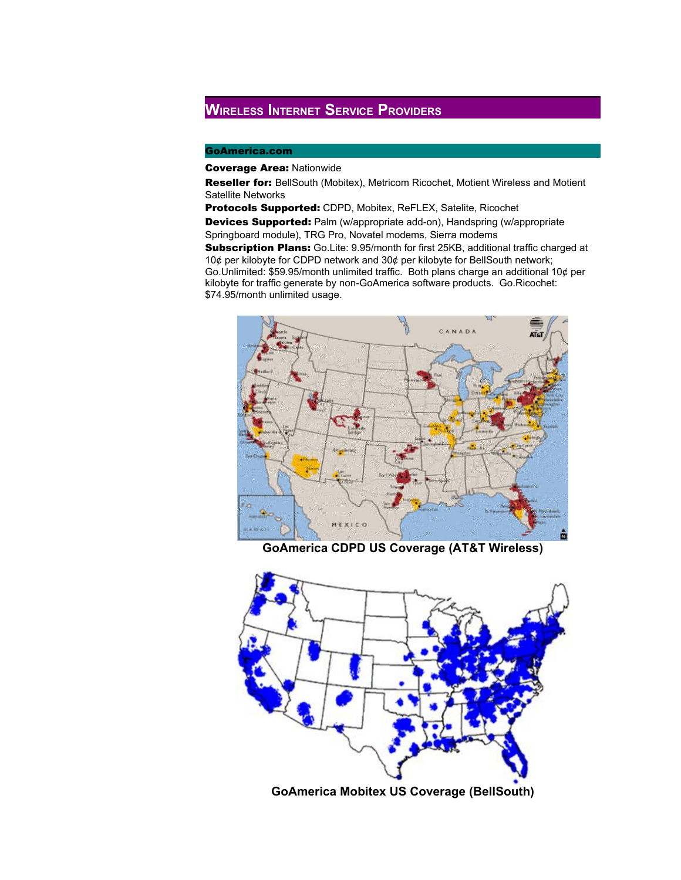## Wireless Internet Service Providers

### GoAmerica.com

**Coverage Area:** Nationwide

**Reseller for:** BellSouth (Mobitex), Metricom Ricochet, Motient Wireless and Motient Satellite Networks

**Protocols Supported:** CDPD, Mobitex, ReFLEX, Satelite, Ricochet

**Devices Supported:** Palm (w/appropriate add-on), Handspring (w/appropriate Springboard module), TRG Pro, Novatel modems, Sierra modems

**Subscription Plans:** Go.Lite: 9.95/month for first 25KB, additional traffic charged at 10¢ per kilobyte for CDPD network and 30¢ per kilobyte for BellSouth network; Go.Unlimited: $59.95/month unlimited traffic. Both plans charge an additional 10¢ per kilobyte for traffic generate by non-GoAmerica software products. Go.Ricochet: $74.95/month unlimited usage.

**GoAmerica CDPD US Coverage (AT&T Wireless)**

**GoAmerica Mobitex US Coverage (BellSouth)**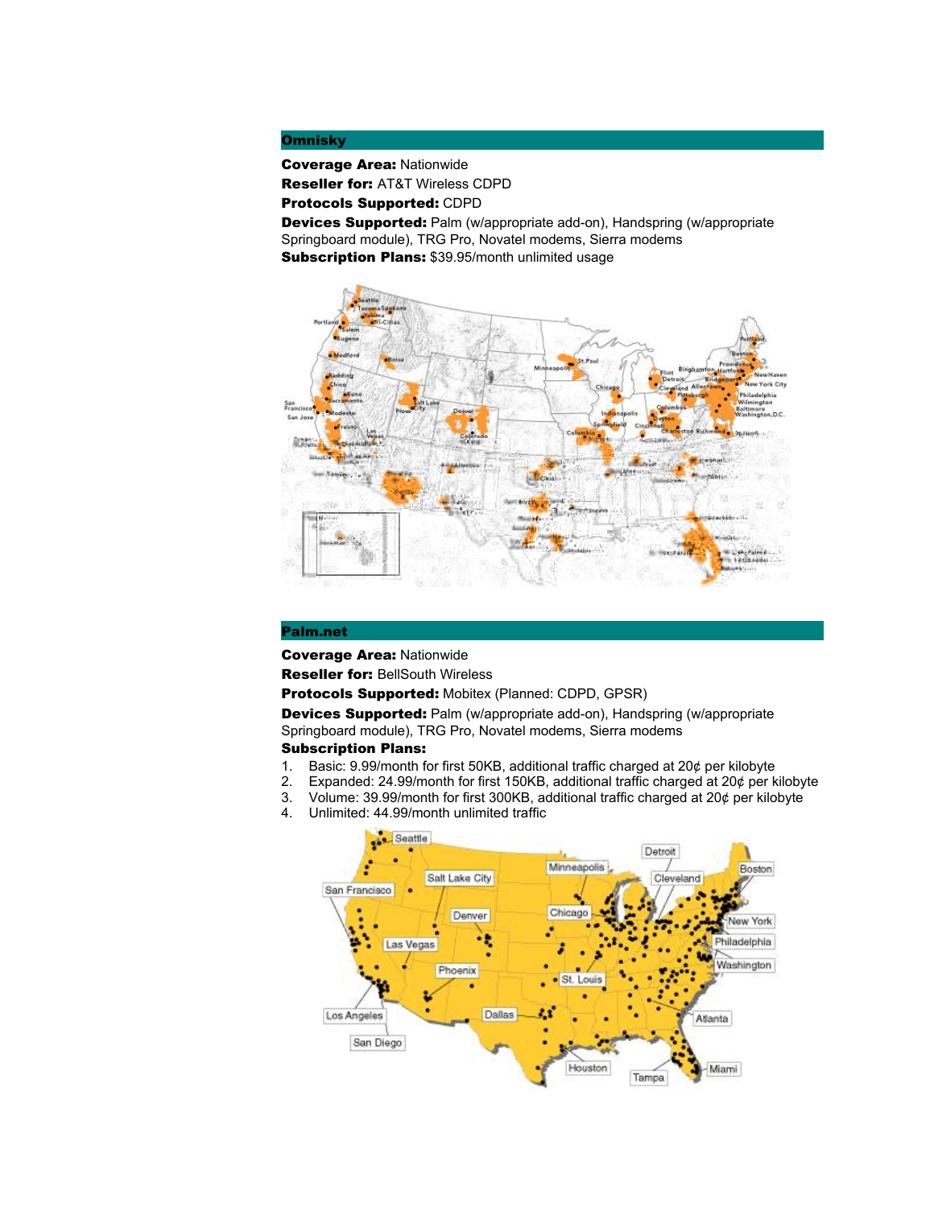## Omnisky

**Coverage Area:** Nationwide

**Reseller for:** AT&T Wireless CDPD

**Protocols Supported:** CDPD

**Devices Supported:** Palm (w/appropriate add-on), Handspring (w/appropriate Springboard module), TRG Pro, Novatel modems, Sierra modems

**Subscription Plans:** $39.95/month unlimited usage

## Palm.net

**Coverage Area:** Nationwide

**Reseller for:** BellSouth Wireless

**Protocols Supported:** Mobitex (Planned: CDPD, GPSR)

**Devices Supported:** Palm (w/appropriate add-on), Handspring (w/appropriate Springboard module), TRG Pro, Novatel modems, Sierra modems

**Subscription Plans:**

1. Basic: 9.99/month for first 50KB, additional traffic charged at 20¢ per kilobyte
2. Expanded: 24.99/month for first 150KB, additional traffic charged at 20¢ per kilobyte
3. Volume: 39.99/month for first 300KB, additional traffic charged at 20¢ per kilobyte
4. Unlimited: 44.99/month unlimited traffic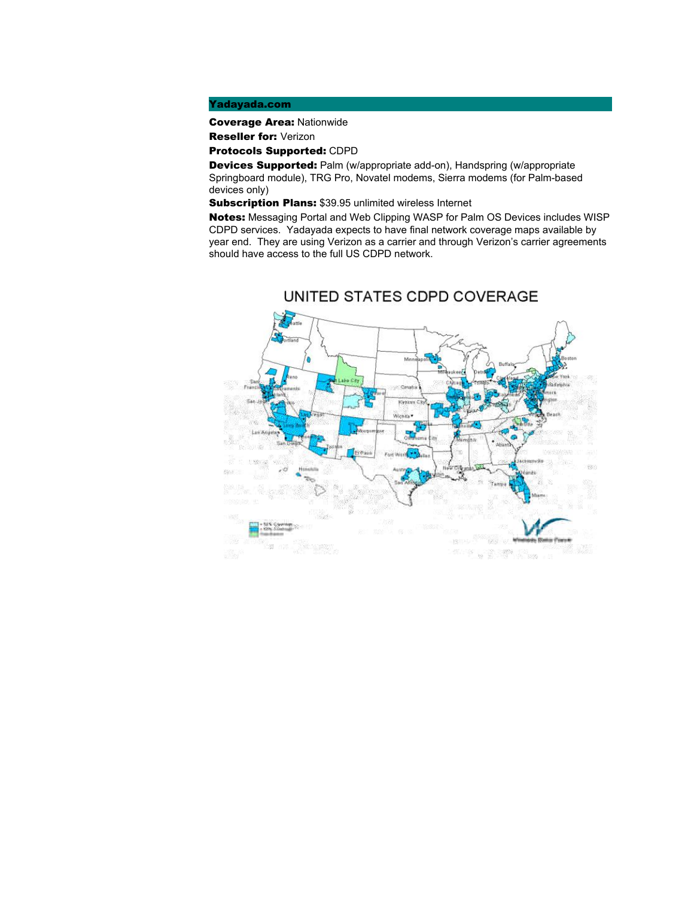## Yadayada.com

**Coverage Area:** Nationwide

**Reseller for:** Verizon

**Protocols Supported:** CDPD

**Devices Supported:** Palm (w/appropriate add-on), Handspring (w/appropriate Springboard module), TRG Pro, Novatel modems, Sierra modems (for Palm-based devices only)

**Subscription Plans:** $39.95 unlimited wireless Internet

**Notes:** Messaging Portal and Web Clipping WASP for Palm OS Devices includes WISP CDPD services. Yadayada expects to have final network coverage maps available by year end. They are using Verizon as a carrier and through Verizon's carrier agreements should have access to the full US CDPD network.

UNITED STATES CDPD COVERAGE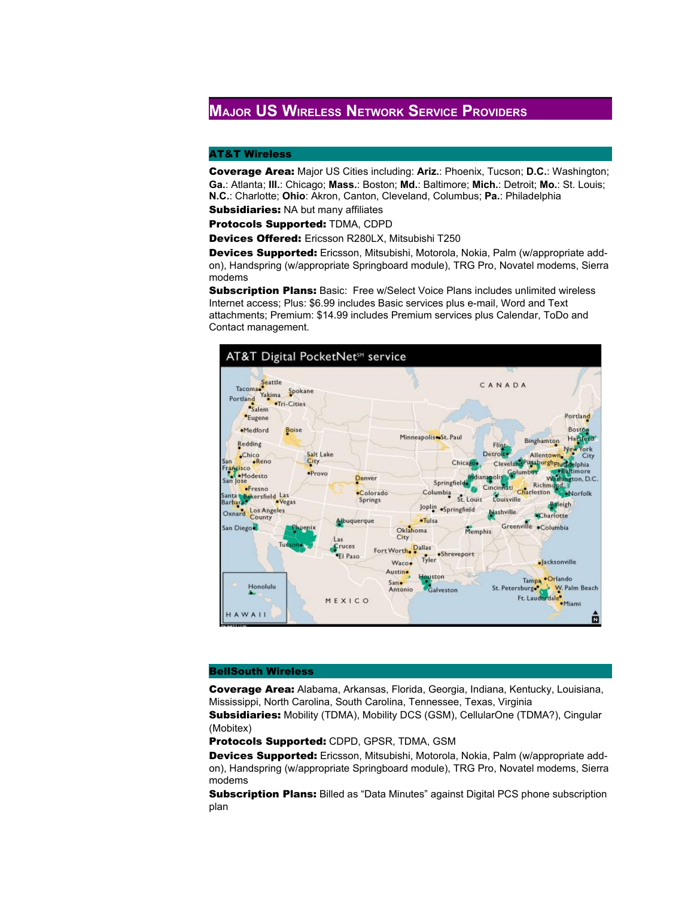# Major US Wireless Network Service Providers

## AT&T Wireless

**Coverage Area:** Major US Cities including: **Ariz.**: Phoenix, Tucson; **D.C.**: Washington; **Ga.**: Atlanta; **Ill.**: Chicago; **Mass.**: Boston; **Md.**: Baltimore; **Mich.**: Detroit; **Mo.**: St. Louis; **N.C.**: Charlotte; **Ohio**: Akron, Canton, Cleveland, Columbus; **Pa.**: Philadelphia

**Subsidiaries:** NA but many affiliates

**Protocols Supported:** TDMA, CDPD

**Devices Offered:** Ericsson R280LX, Mitsubishi T250

**Devices Supported:** Ericsson, Mitsubishi, Motorola, Nokia, Palm (w/appropriate add-on), Handspring (w/appropriate Springboard module), TRG Pro, Novatel modems, Sierra modems

**Subscription Plans:** Basic: Free w/Select Voice Plans includes unlimited wireless Internet access; Plus: $6.99 includes Basic services plus e-mail, Word and Text attachments; Premium: $14.99 includes Premium services plus Calendar, ToDo and Contact management.

AT&T Digital PocketNet℠ service

## BellSouth Wireless

**Coverage Area:** Alabama, Arkansas, Florida, Georgia, Indiana, Kentucky, Louisiana, Mississippi, North Carolina, South Carolina, Tennessee, Texas, Virginia

**Subsidiaries:** Mobility (TDMA), Mobility DCS (GSM), CellularOne (TDMA?), Cingular (Mobitex)

**Protocols Supported:** CDPD, GPSR, TDMA, GSM

**Devices Supported:** Ericsson, Mitsubishi, Motorola, Nokia, Palm (w/appropriate add-on), Handspring (w/appropriate Springboard module), TRG Pro, Novatel modems, Sierra modems

**Subscription Plans:** Billed as "Data Minutes" against Digital PCS phone subscription plan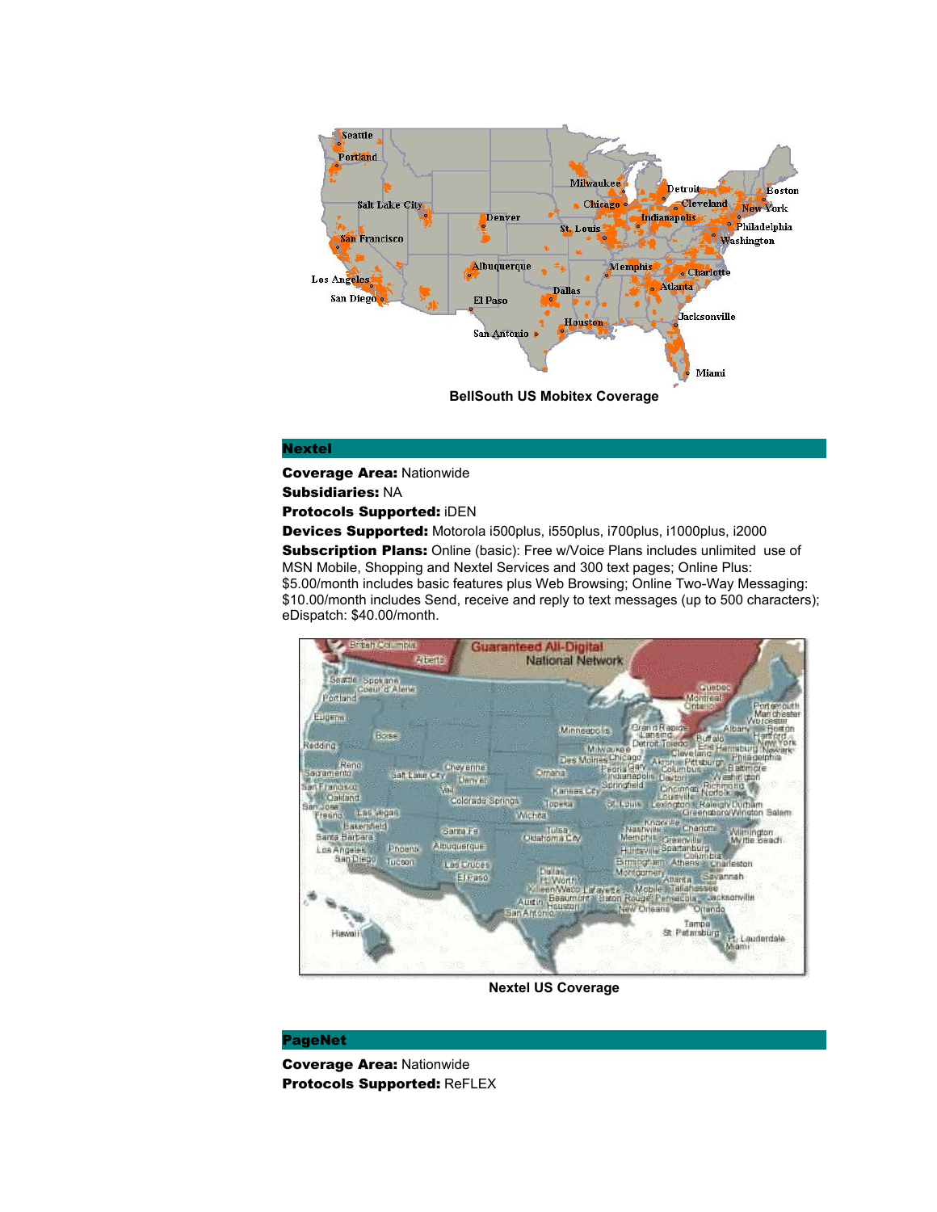BellSouth US Mobitex Coverage

## Nextel

**Coverage Area:** Nationwide

**Subsidiaries:** NA

**Protocols Supported:** iDEN

**Devices Supported:** Motorola i500plus, i550plus, i700plus, i1000plus, i2000

**Subscription Plans:** Online (basic): Free w/Voice Plans includes unlimited use of MSN Mobile, Shopping and Nextel Services and 300 text pages; Online Plus: $5.00/month includes basic features plus Web Browsing; Online Two-Way Messaging: $10.00/month includes Send, receive and reply to text messages (up to 500 characters); eDispatch: $40.00/month.

Nextel US Coverage

## PageNet

**Coverage Area:** Nationwide

**Protocols Supported:** ReFLEX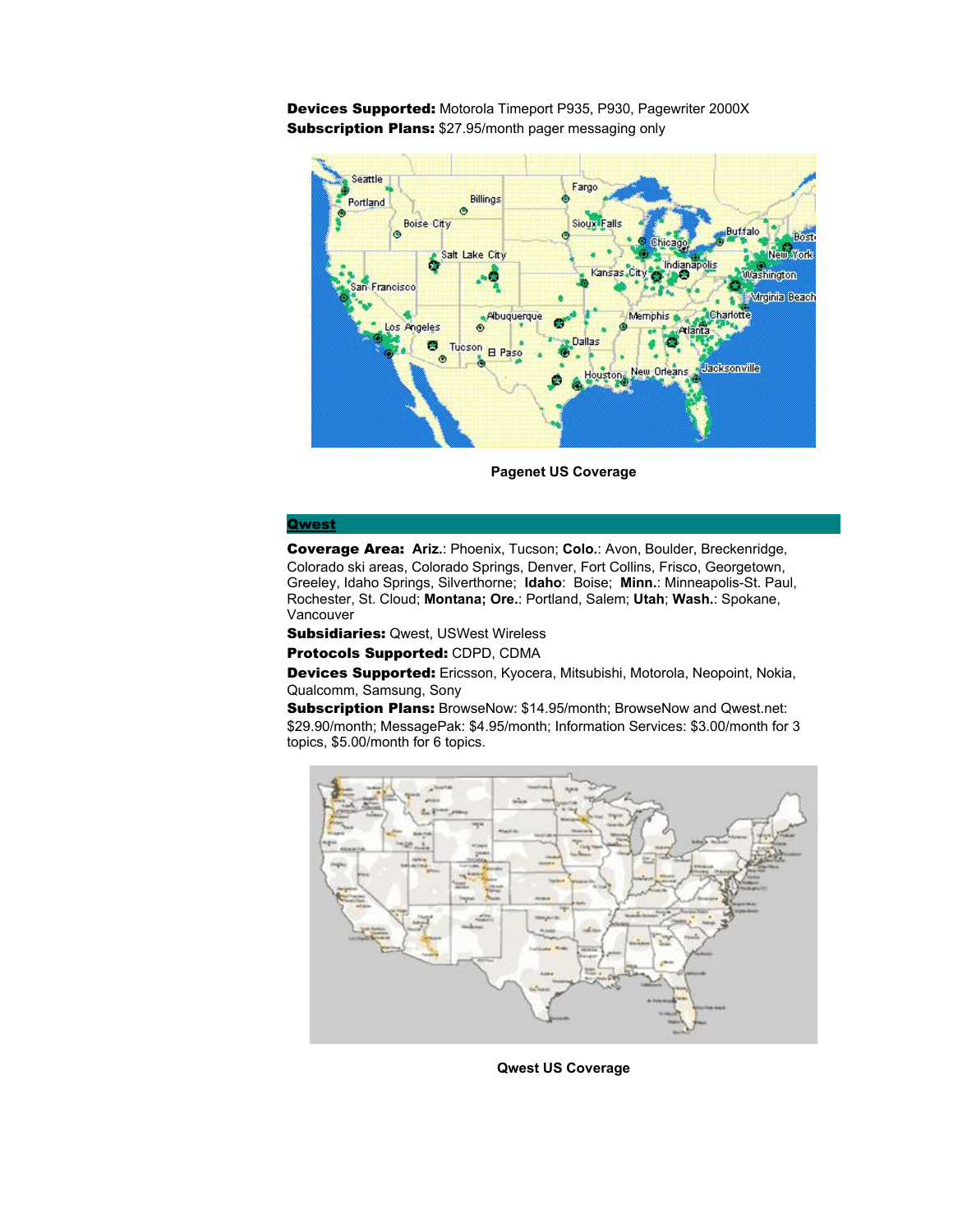**Devices Supported:** Motorola Timeport P935, P930, Pagewriter 2000X
**Subscription Plans:** $27.95/month pager messaging only

**Pagenet US Coverage**

## Qwest

**Coverage Area:** **Ariz.**: Phoenix, Tucson; **Colo.**: Avon, Boulder, Breckenridge, Colorado ski areas, Colorado Springs, Denver, Fort Collins, Frisco, Georgetown, Greeley, Idaho Springs, Silverthorne; **Idaho**: Boise; **Minn.**: Minneapolis-St. Paul, Rochester, St. Cloud; **Montana; Ore.**: Portland, Salem; **Utah**; **Wash.**: Spokane, Vancouver

**Subsidiaries:** Qwest, USWest Wireless

**Protocols Supported:** CDPD, CDMA

**Devices Supported:** Ericsson, Kyocera, Mitsubishi, Motorola, Neopoint, Nokia, Qualcomm, Samsung, Sony

**Subscription Plans:** BrowseNow: $14.95/month; BrowseNow and Qwest.net: $29.90/month; MessagePak: $4.95/month; Information Services: $3.00/month for 3 topics, $5.00/month for 6 topics.

**Qwest US Coverage**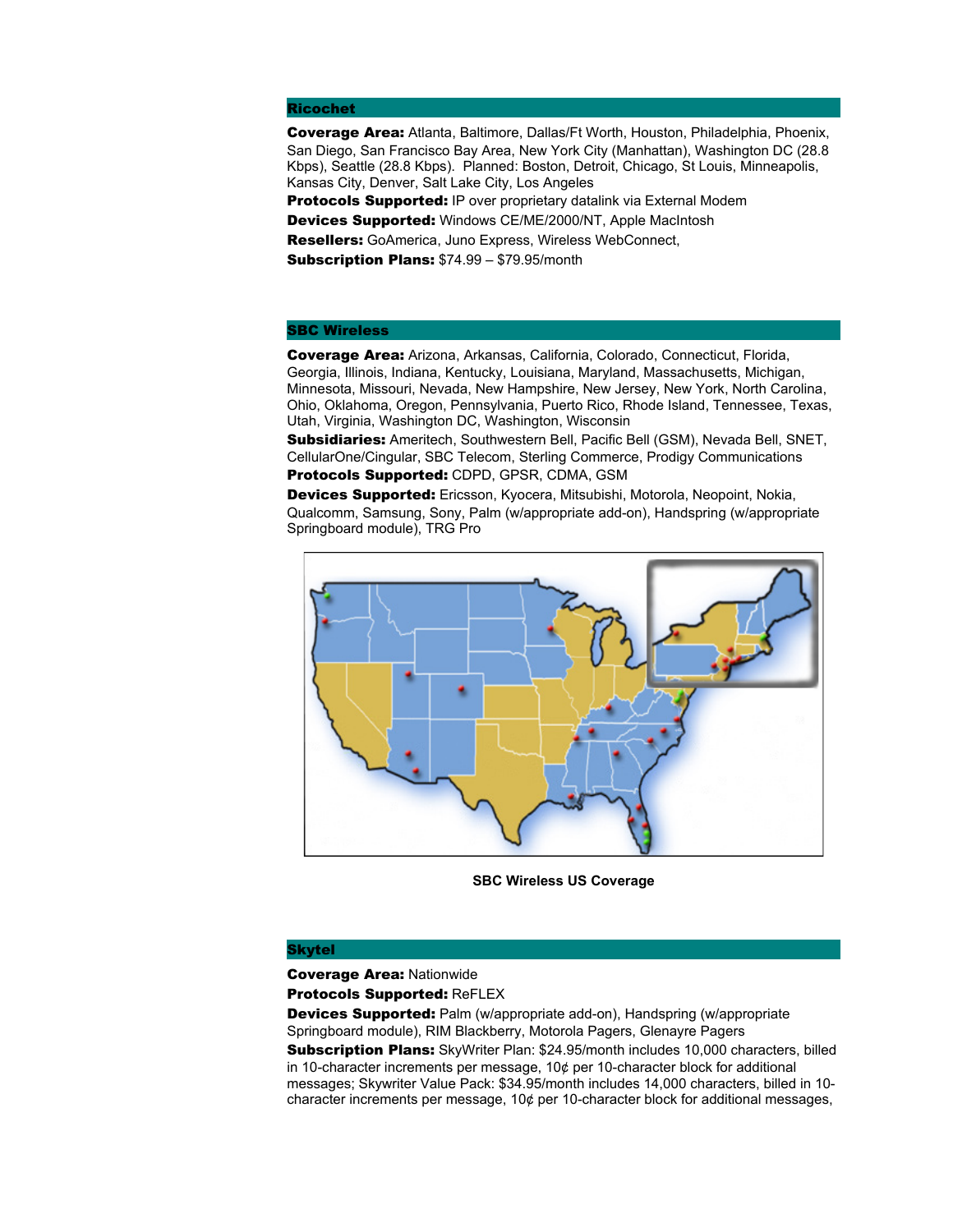## Ricochet

**Coverage Area:** Atlanta, Baltimore, Dallas/Ft Worth, Houston, Philadelphia, Phoenix, San Diego, San Francisco Bay Area, New York City (Manhattan), Washington DC (28.8 Kbps), Seattle (28.8 Kbps). Planned: Boston, Detroit, Chicago, St Louis, Minneapolis, Kansas City, Denver, Salt Lake City, Los Angeles

**Protocols Supported:** IP over proprietary datalink via External Modem

**Devices Supported:** Windows CE/ME/2000/NT, Apple MacIntosh

**Resellers:** GoAmerica, Juno Express, Wireless WebConnect,

**Subscription Plans:** $74.99 – $79.95/month

## SBC Wireless

**Coverage Area:** Arizona, Arkansas, California, Colorado, Connecticut, Florida, Georgia, Illinois, Indiana, Kentucky, Louisiana, Maryland, Massachusetts, Michigan, Minnesota, Missouri, Nevada, New Hampshire, New Jersey, New York, North Carolina, Ohio, Oklahoma, Oregon, Pennsylvania, Puerto Rico, Rhode Island, Tennessee, Texas, Utah, Virginia, Washington DC, Washington, Wisconsin

**Subsidiaries:** Ameritech, Southwestern Bell, Pacific Bell (GSM), Nevada Bell, SNET, CellularOne/Cingular, SBC Telecom, Sterling Commerce, Prodigy Communications

**Protocols Supported:** CDPD, GPSR, CDMA, GSM

**Devices Supported:** Ericsson, Kyocera, Mitsubishi, Motorola, Neopoint, Nokia, Qualcomm, Samsung, Sony, Palm (w/appropriate add-on), Handspring (w/appropriate Springboard module), TRG Pro

**SBC Wireless US Coverage**

## Skytel

**Coverage Area:** Nationwide

**Protocols Supported:** ReFLEX

**Devices Supported:** Palm (w/appropriate add-on), Handspring (w/appropriate Springboard module), RIM Blackberry, Motorola Pagers, Glenayre Pagers

**Subscription Plans:** SkyWriter Plan: $24.95/month includes 10,000 characters, billed in 10-character increments per message, 10¢ per 10-character block for additional messages; Skywriter Value Pack: $34.95/month includes 14,000 characters, billed in 10-character increments per message, 10¢ per 10-character block for additional messages,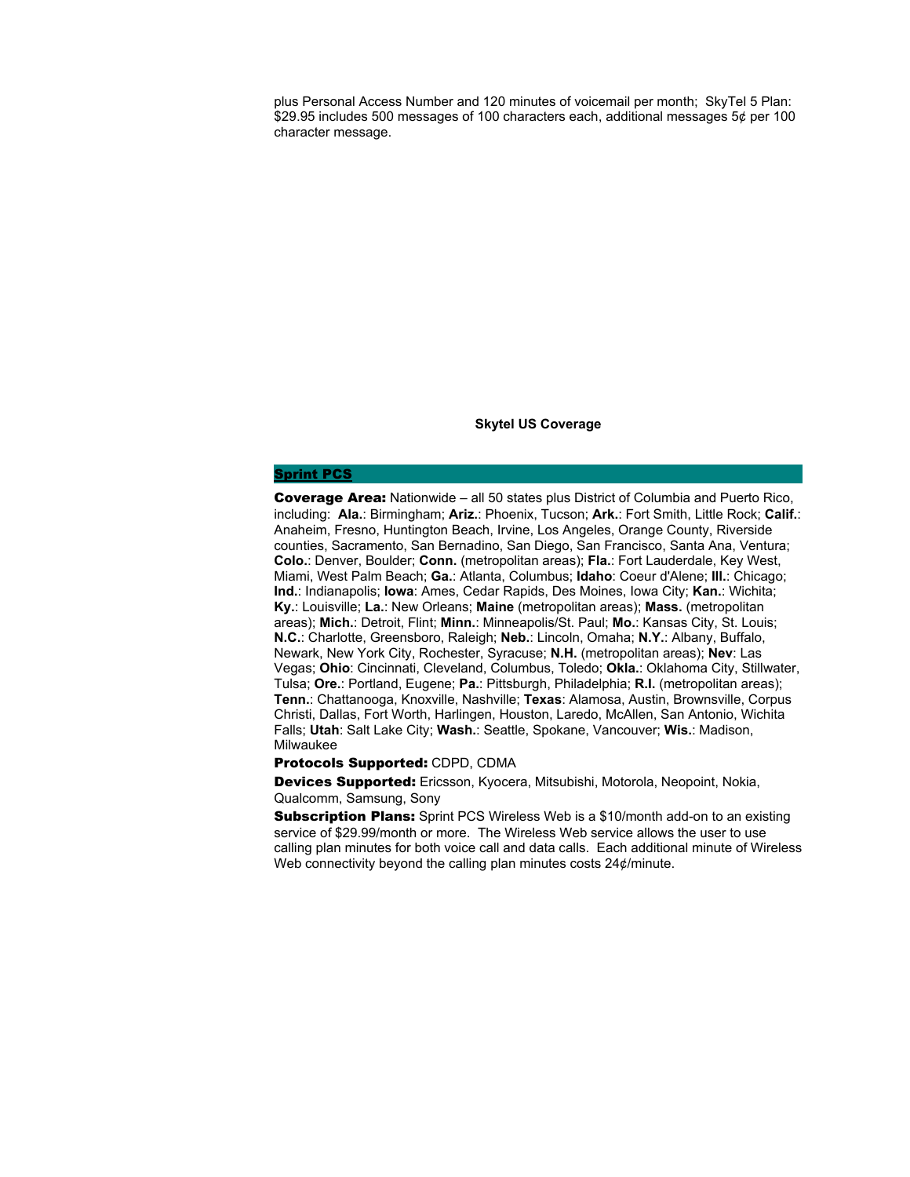plus Personal Access Number and 120 minutes of voicemail per month; SkyTel 5 Plan: $29.95 includes 500 messages of 100 characters each, additional messages 5¢ per 100 character message.

**Skytel US Coverage**

## Sprint PCS

**Coverage Area:** Nationwide – all 50 states plus District of Columbia and Puerto Rico, including: **Ala.**: Birmingham; **Ariz.**: Phoenix, Tucson; **Ark.**: Fort Smith, Little Rock; **Calif.**: Anaheim, Fresno, Huntington Beach, Irvine, Los Angeles, Orange County, Riverside counties, Sacramento, San Bernadino, San Diego, San Francisco, Santa Ana, Ventura; **Colo.**: Denver, Boulder; **Conn.** (metropolitan areas); **Fla.**: Fort Lauderdale, Key West, Miami, West Palm Beach; **Ga.**: Atlanta, Columbus; **Idaho**: Coeur d'Alene; **Ill.**: Chicago; **Ind.**: Indianapolis; **Iowa**: Ames, Cedar Rapids, Des Moines, Iowa City; **Kan.**: Wichita; **Ky.**: Louisville; **La.**: New Orleans; **Maine** (metropolitan areas); **Mass.** (metropolitan areas); **Mich.**: Detroit, Flint; **Minn.**: Minneapolis/St. Paul; **Mo.**: Kansas City, St. Louis; **N.C.**: Charlotte, Greensboro, Raleigh; **Neb.**: Lincoln, Omaha; **N.Y.**: Albany, Buffalo, Newark, New York City, Rochester, Syracuse; **N.H.** (metropolitan areas); **Nev**: Las Vegas; **Ohio**: Cincinnati, Cleveland, Columbus, Toledo; **Okla.**: Oklahoma City, Stillwater, Tulsa; **Ore.**: Portland, Eugene; **Pa.**: Pittsburgh, Philadelphia; **R.I.** (metropolitan areas); **Tenn.**: Chattanooga, Knoxville, Nashville; **Texas**: Alamosa, Austin, Brownsville, Corpus Christi, Dallas, Fort Worth, Harlingen, Houston, Laredo, McAllen, San Antonio, Wichita Falls; **Utah**: Salt Lake City; **Wash.**: Seattle, Spokane, Vancouver; **Wis.**: Madison, Milwaukee

**Protocols Supported:** CDPD, CDMA

**Devices Supported:** Ericsson, Kyocera, Mitsubishi, Motorola, Neopoint, Nokia, Qualcomm, Samsung, Sony

**Subscription Plans:** Sprint PCS Wireless Web is a $10/month add-on to an existing service of $29.99/month or more. The Wireless Web service allows the user to use calling plan minutes for both voice call and data calls. Each additional minute of Wireless Web connectivity beyond the calling plan minutes costs 24¢/minute.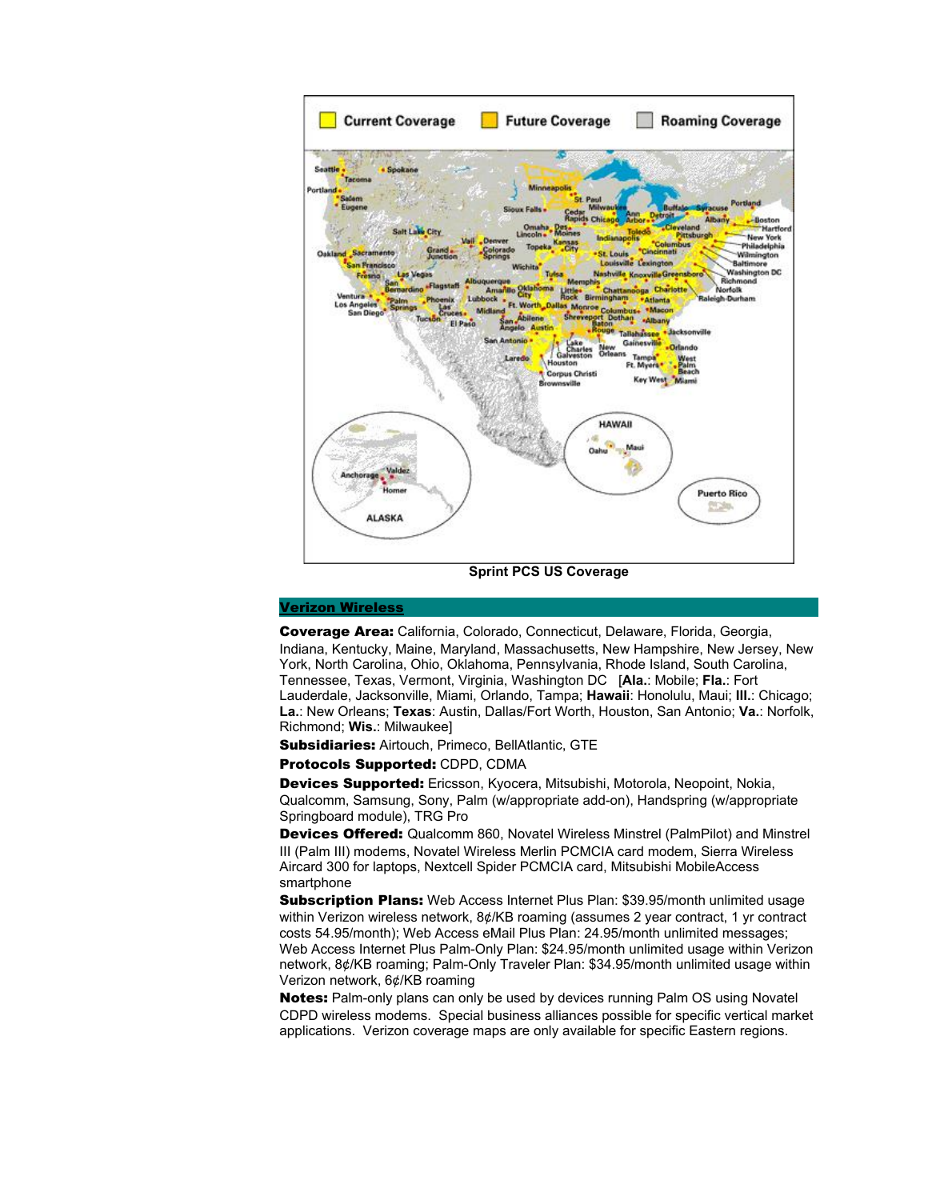Sprint PCS US Coverage

## Verizon Wireless

**Coverage Area:** California, Colorado, Connecticut, Delaware, Florida, Georgia, Indiana, Kentucky, Maine, Maryland, Massachusetts, New Hampshire, New Jersey, New York, North Carolina, Ohio, Oklahoma, Pennsylvania, Rhode Island, South Carolina, Tennessee, Texas, Vermont, Virginia, Washington DC [**Ala.**: Mobile; **Fla.**: Fort Lauderdale, Jacksonville, Miami, Orlando, Tampa; **Hawaii**: Honolulu, Maui; **Ill.**: Chicago; **La.**: New Orleans; **Texas**: Austin, Dallas/Fort Worth, Houston, San Antonio; **Va.**: Norfolk, Richmond; **Wis.**: Milwaukee]

**Subsidiaries:** Airtouch, Primeco, BellAtlantic, GTE

**Protocols Supported:** CDPD, CDMA

**Devices Supported:** Ericsson, Kyocera, Mitsubishi, Motorola, Neopoint, Nokia, Qualcomm, Samsung, Sony, Palm (w/appropriate add-on), Handspring (w/appropriate Springboard module), TRG Pro

**Devices Offered:** Qualcomm 860, Novatel Wireless Minstrel (PalmPilot) and Minstrel III (Palm III) modems, Novatel Wireless Merlin PCMCIA card modem, Sierra Wireless Aircard 300 for laptops, Nextcell Spider PCMCIA card, Mitsubishi MobileAccess smartphone

**Subscription Plans:** Web Access Internet Plus Plan: $39.95/month unlimited usage within Verizon wireless network, 8¢/KB roaming (assumes 2 year contract, 1 yr contract costs 54.95/month); Web Access eMail Plus Plan: 24.95/month unlimited messages; Web Access Internet Plus Palm-Only Plan: $24.95/month unlimited usage within Verizon network, 8¢/KB roaming; Palm-Only Traveler Plan: $34.95/month unlimited usage within Verizon network, 6¢/KB roaming

**Notes:** Palm-only plans can only be used by devices running Palm OS using Novatel CDPD wireless modems. Special business alliances possible for specific vertical market applications. Verizon coverage maps are only available for specific Eastern regions.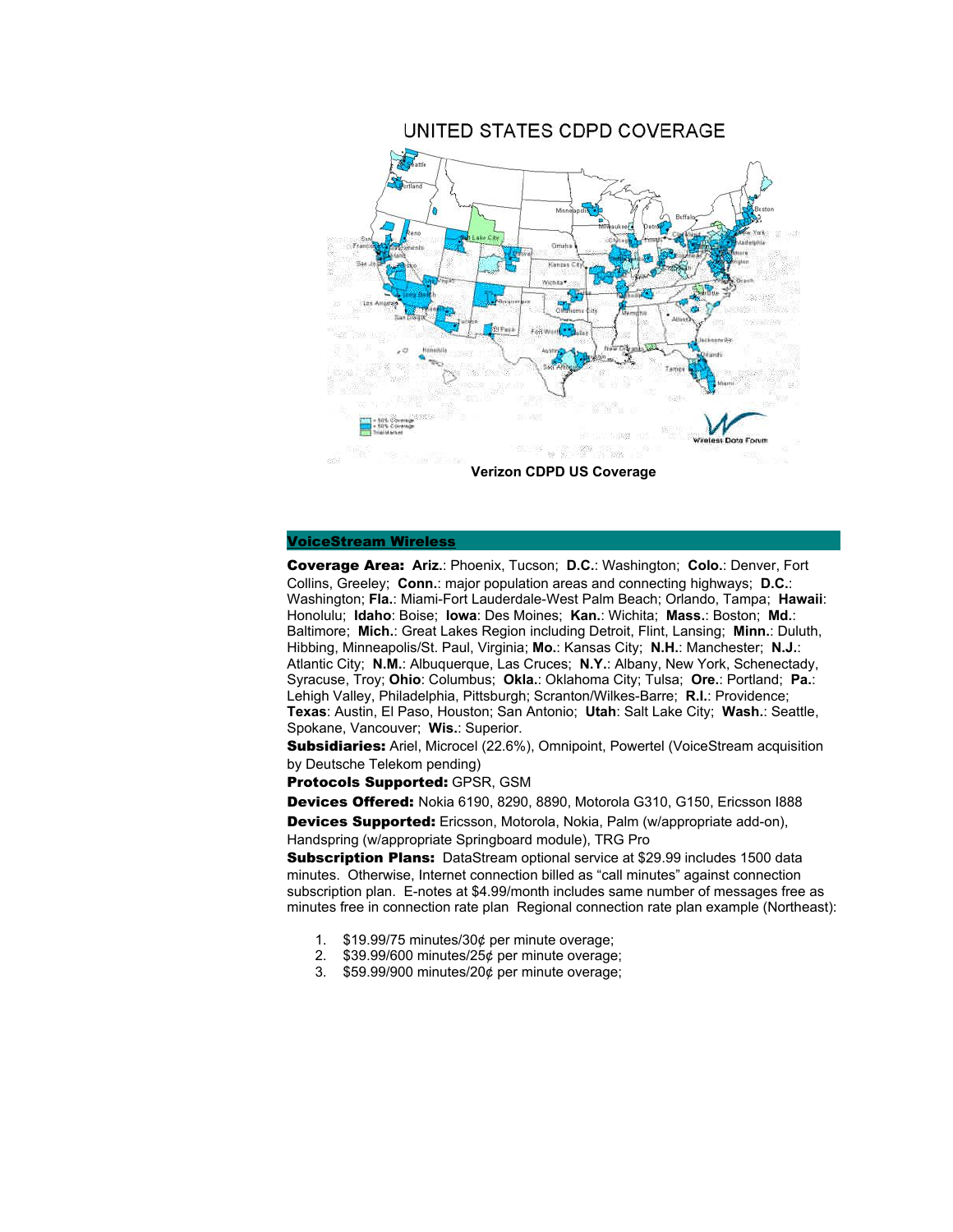UNITED STATES CDPD COVERAGE

**Verizon CDPD US Coverage**

## VoiceStream Wireless

**Coverage Area:** **Ariz.**: Phoenix, Tucson; **D.C.**: Washington; **Colo.**: Denver, Fort Collins, Greeley; **Conn.**: major population areas and connecting highways; **D.C.**: Washington; **Fla.**: Miami-Fort Lauderdale-West Palm Beach; Orlando, Tampa; **Hawaii**: Honolulu; **Idaho**: Boise; **Iowa**: Des Moines; **Kan.**: Wichita; **Mass.**: Boston; **Md.**: Baltimore; **Mich.**: Great Lakes Region including Detroit, Flint, Lansing; **Minn.**: Duluth, Hibbing, Minneapolis/St. Paul, Virginia; **Mo.**: Kansas City; **N.H.**: Manchester; **N.J.**: Atlantic City; **N.M.**: Albuquerque, Las Cruces; **N.Y.**: Albany, New York, Schenectady, Syracuse, Troy; **Ohio**: Columbus; **Okla.**: Oklahoma City; Tulsa; **Ore.**: Portland; **Pa.**: Lehigh Valley, Philadelphia, Pittsburgh; Scranton/Wilkes-Barre; **R.I.**: Providence; **Texas**: Austin, El Paso, Houston; San Antonio; **Utah**: Salt Lake City; **Wash.**: Seattle, Spokane, Vancouver; **Wis.**: Superior.

**Subsidiaries:** Ariel, Microcel (22.6%), Omnipoint, Powertel (VoiceStream acquisition by Deutsche Telekom pending)

**Protocols Supported:** GPSR, GSM

**Devices Offered:** Nokia 6190, 8290, 8890, Motorola G310, G150, Ericsson I888

**Devices Supported:** Ericsson, Motorola, Nokia, Palm (w/appropriate add-on), Handspring (w/appropriate Springboard module), TRG Pro

**Subscription Plans:** DataStream optional service at $29.99 includes 1500 data minutes. Otherwise, Internet connection billed as "call minutes" against connection subscription plan. E-notes at $4.99/month includes same number of messages free as minutes free in connection rate plan Regional connection rate plan example (Northeast):

1. $19.99/75 minutes/30¢ per minute overage;
2. $39.99/600 minutes/25¢ per minute overage;
3. $59.99/900 minutes/20¢ per minute overage;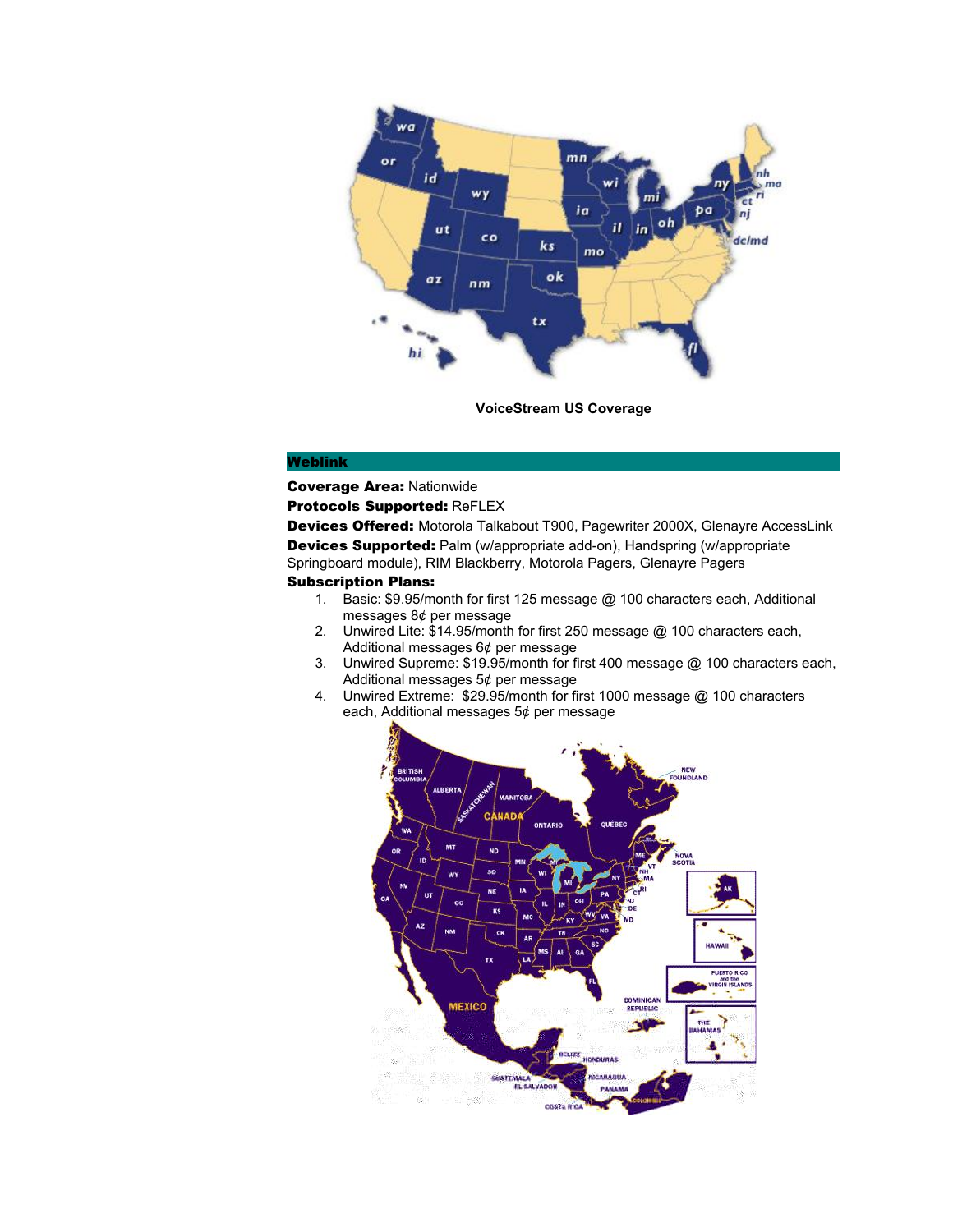**VoiceStream US Coverage**

## Weblink

**Coverage Area:** Nationwide

**Protocols Supported:** ReFLEX

**Devices Offered:** Motorola Talkabout T900, Pagewriter 2000X, Glenayre AccessLink

**Devices Supported:** Palm (w/appropriate add-on), Handspring (w/appropriate Springboard module), RIM Blackberry, Motorola Pagers, Glenayre Pagers

**Subscription Plans:**

1. Basic: $9.95/month for first 125 message @ 100 characters each, Additional messages 8¢ per message
2. Unwired Lite: $14.95/month for first 250 message @ 100 characters each, Additional messages 6¢ per message
3. Unwired Supreme: $19.95/month for first 400 message @ 100 characters each, Additional messages 5¢ per message
4. Unwired Extreme: $29.95/month for first 1000 message @ 100 characters each, Additional messages 5¢ per message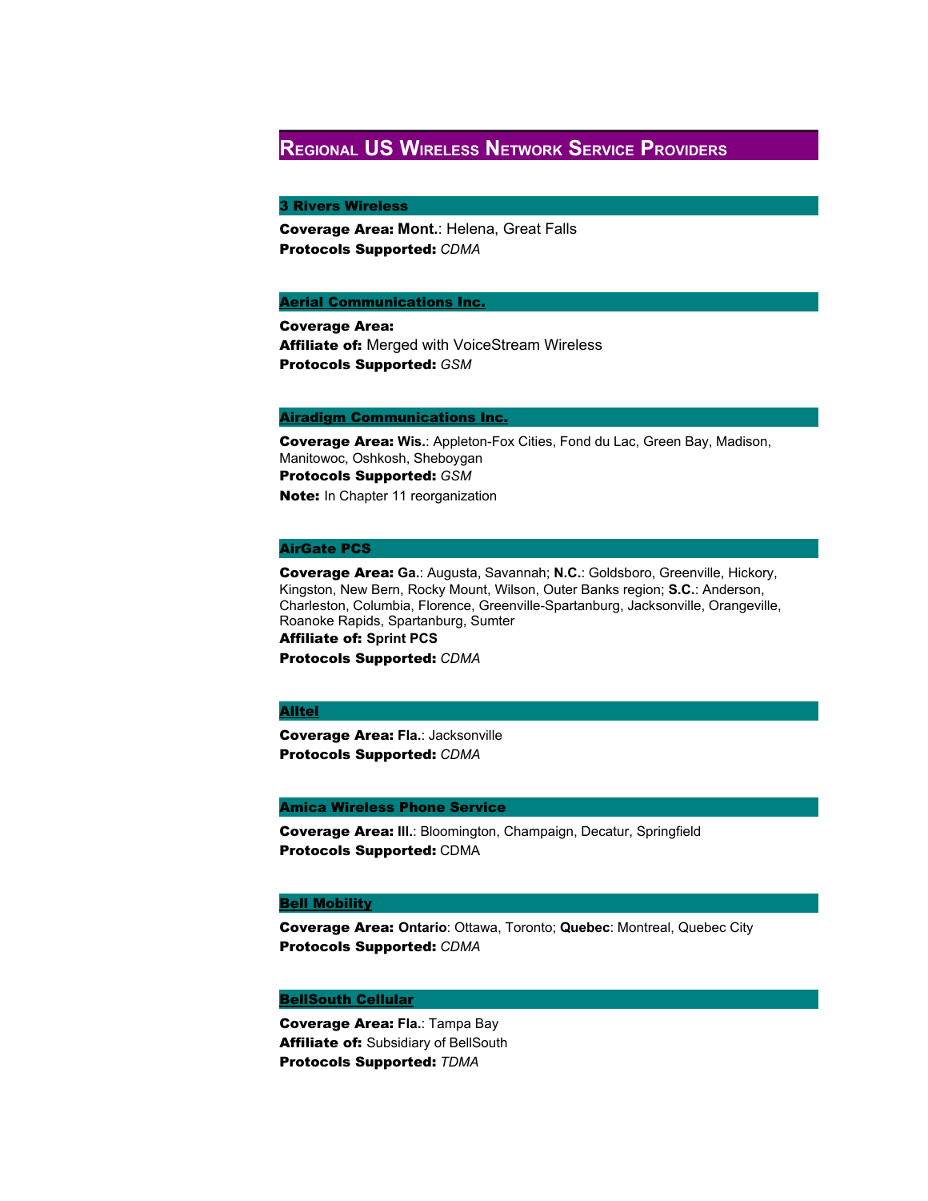# Regional US Wireless Network Service Providers

### 3 Rivers Wireless

**Coverage Area: Mont.**: Helena, Great Falls
**Protocols Supported:** *CDMA*

### Aerial Communications Inc.

**Coverage Area:**
**Affiliate of:** Merged with VoiceStream Wireless
**Protocols Supported:** *GSM*

### Airadigm Communications Inc.

**Coverage Area: Wis.**: Appleton-Fox Cities, Fond du Lac, Green Bay, Madison, Manitowoc, Oshkosh, Sheboygan
**Protocols Supported:** *GSM*
**Note:** In Chapter 11 reorganization

### AirGate PCS

**Coverage Area: Ga.**: Augusta, Savannah; **N.C.**: Goldsboro, Greenville, Hickory, Kingston, New Bern, Rocky Mount, Wilson, Outer Banks region; **S.C.**: Anderson, Charleston, Columbia, Florence, Greenville-Spartanburg, Jacksonville, Orangeville, Roanoke Rapids, Spartanburg, Sumter
**Affiliate of:** **Sprint PCS**
**Protocols Supported:** *CDMA*

### Alltel

**Coverage Area: Fla.**: Jacksonville
**Protocols Supported:** *CDMA*

### Amica Wireless Phone Service

**Coverage Area: Ill.**: Bloomington, Champaign, Decatur, Springfield
**Protocols Supported:** CDMA

### Bell Mobility

**Coverage Area: Ontario**: Ottawa, Toronto; **Quebec**: Montreal, Quebec City
**Protocols Supported:** *CDMA*

### BellSouth Cellular

**Coverage Area: Fla.**: Tampa Bay
**Affiliate of:** Subsidiary of BellSouth
**Protocols Supported:** *TDMA*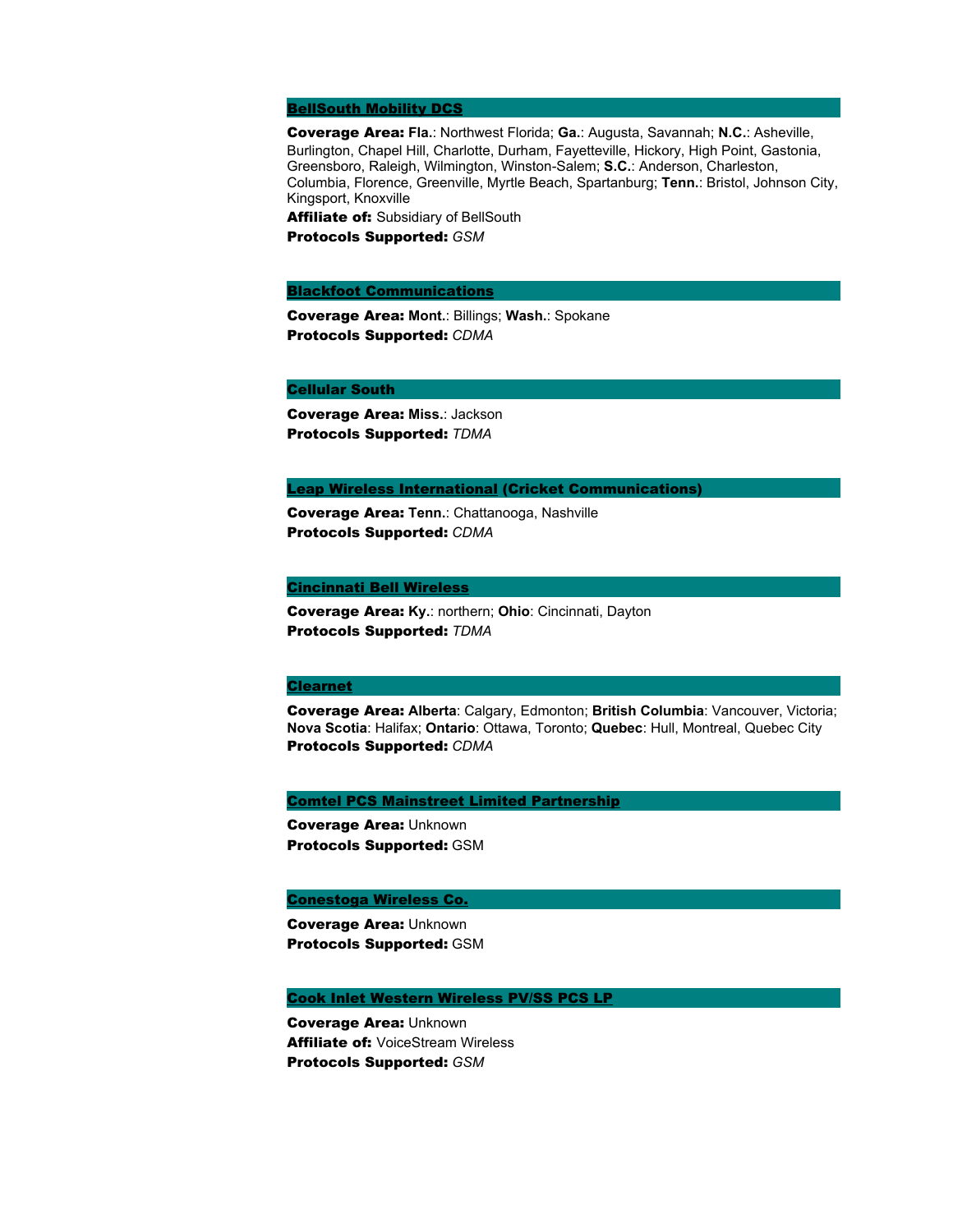### BellSouth Mobility DCS

**Coverage Area:** **Fla.**: Northwest Florida; **Ga.**: Augusta, Savannah; **N.C.**: Asheville, Burlington, Chapel Hill, Charlotte, Durham, Fayetteville, Hickory, High Point, Gastonia, Greensboro, Raleigh, Wilmington, Winston-Salem; **S.C.**: Anderson, Charleston, Columbia, Florence, Greenville, Myrtle Beach, Spartanburg; **Tenn.**: Bristol, Johnson City, Kingsport, Knoxville

**Affiliate of:** Subsidiary of BellSouth

**Protocols Supported:** *GSM*

### Blackfoot Communications

**Coverage Area:** **Mont.**: Billings; **Wash.**: Spokane

**Protocols Supported:** *CDMA*

### Cellular South

**Coverage Area:** **Miss.**: Jackson

**Protocols Supported:** *TDMA*

### Leap Wireless International (Cricket Communications)

**Coverage Area:** **Tenn.**: Chattanooga, Nashville

**Protocols Supported:** *CDMA*

### Cincinnati Bell Wireless

**Coverage Area:** **Ky.**: northern; **Ohio**: Cincinnati, Dayton

**Protocols Supported:** *TDMA*

### Clearnet

**Coverage Area:** **Alberta**: Calgary, Edmonton; **British Columbia**: Vancouver, Victoria; **Nova Scotia**: Halifax; **Ontario**: Ottawa, Toronto; **Quebec**: Hull, Montreal, Quebec City

**Protocols Supported:** *CDMA*

### Comtel PCS Mainstreet Limited Partnership

**Coverage Area:** Unknown

**Protocols Supported:** GSM

### Conestoga Wireless Co.

**Coverage Area:** Unknown

**Protocols Supported:** GSM

### Cook Inlet Western Wireless PV/SS PCS LP

**Coverage Area:** Unknown

**Affiliate of:** VoiceStream Wireless

**Protocols Supported:** *GSM*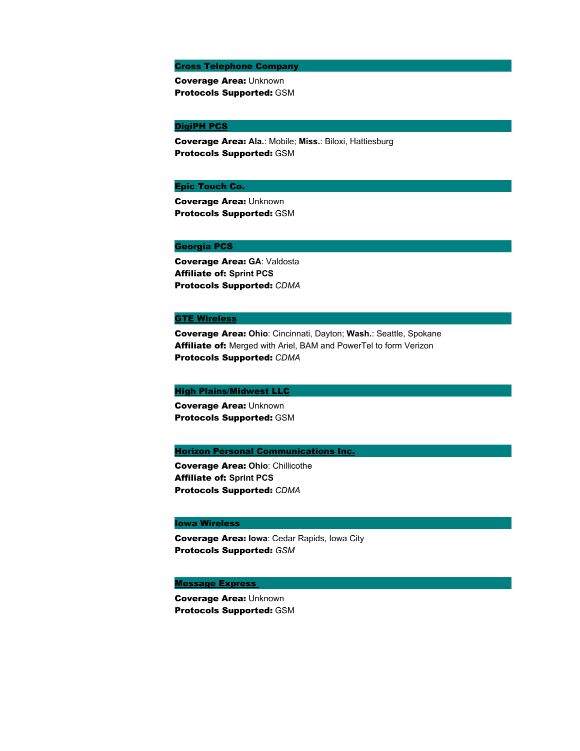### Cross Telephone Company

**Coverage Area:** Unknown
**Protocols Supported:** GSM

### DigiPH PCS

**Coverage Area:** **Ala.**: Mobile; **Miss.**: Biloxi, Hattiesburg
**Protocols Supported:** GSM

### Epic Touch Co.

**Coverage Area:** Unknown
**Protocols Supported:** GSM

### Georgia PCS

**Coverage Area:** **GA**: Valdosta
**Affiliate of:** **Sprint PCS**
**Protocols Supported:** *CDMA*

### GTE Wireless

**Coverage Area:** **Ohio**: Cincinnati, Dayton; **Wash.**: Seattle, Spokane
**Affiliate of:** Merged with Ariel, BAM and PowerTel to form Verizon
**Protocols Supported:** *CDMA*

### High Plains/Midwest LLC

**Coverage Area:** Unknown
**Protocols Supported:** GSM

### Horizon Personal Communications Inc.

**Coverage Area:** **Ohio**: Chillicothe
**Affiliate of:** **Sprint PCS**
**Protocols Supported:** *CDMA*

### Iowa Wireless

**Coverage Area:** **Iowa**: Cedar Rapids, Iowa City
**Protocols Supported:** *GSM*

### Message Express

**Coverage Area:** Unknown
**Protocols Supported:** GSM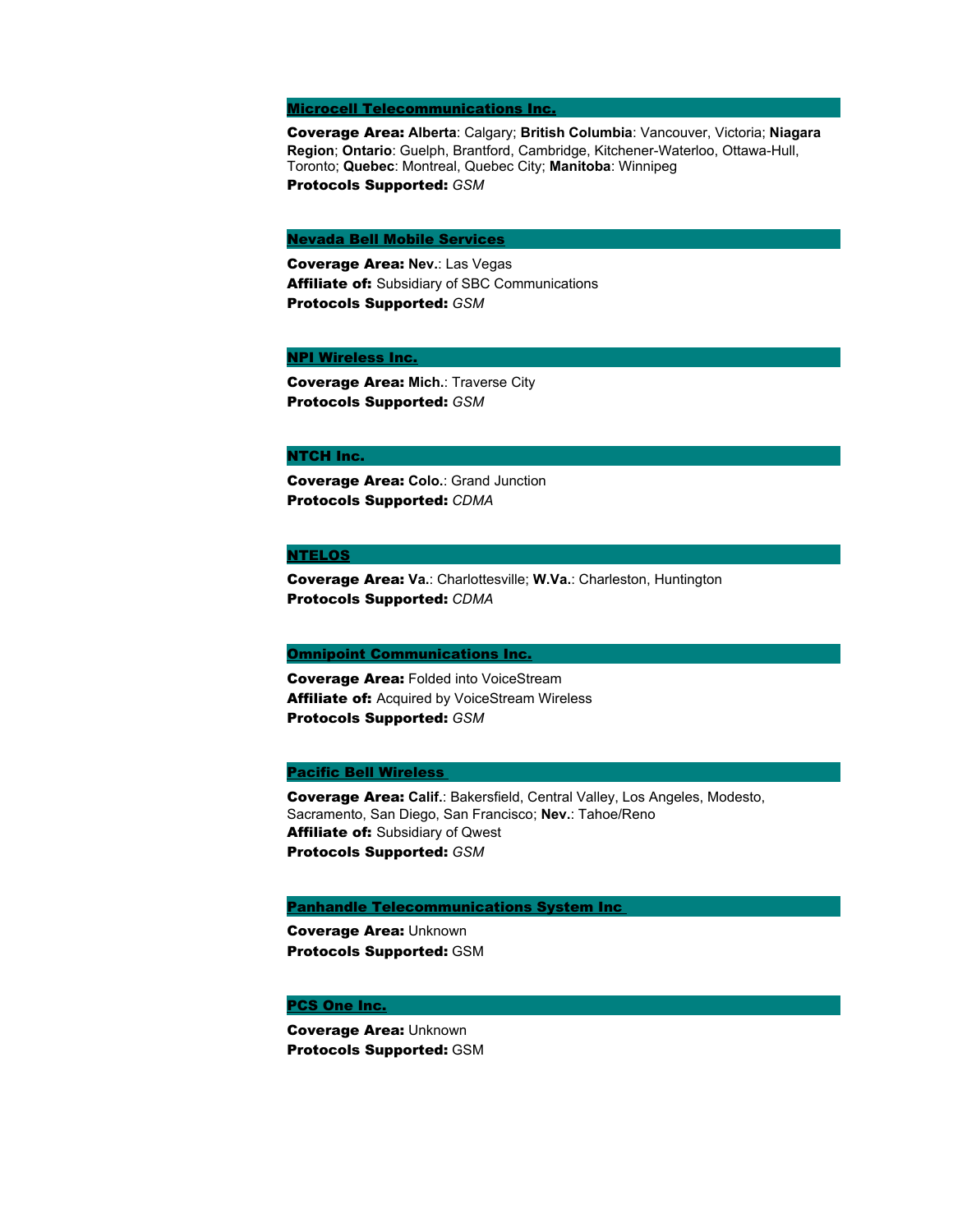### Microcell Telecommunications Inc.

**Coverage Area:** **Alberta**: Calgary; **British Columbia**: Vancouver, Victoria; **Niagara Region**; **Ontario**: Guelph, Brantford, Cambridge, Kitchener-Waterloo, Ottawa-Hull, Toronto; **Quebec**: Montreal, Quebec City; **Manitoba**: Winnipeg
**Protocols Supported:** *GSM*

### Nevada Bell Mobile Services

**Coverage Area:** **Nev.**: Las Vegas
**Affiliate of:** Subsidiary of SBC Communications
**Protocols Supported:** *GSM*

### NPI Wireless Inc.

**Coverage Area:** **Mich.**: Traverse City
**Protocols Supported:** *GSM*

### NTCH Inc.

**Coverage Area:** **Colo.**: Grand Junction
**Protocols Supported:** *CDMA*

### NTELOS

**Coverage Area:** **Va.**: Charlottesville; **W.Va.**: Charleston, Huntington
**Protocols Supported:** *CDMA*

### Omnipoint Communications Inc.

**Coverage Area:** Folded into VoiceStream
**Affiliate of:** Acquired by VoiceStream Wireless
**Protocols Supported:** *GSM*

### Pacific Bell Wireless

**Coverage Area:** **Calif.**: Bakersfield, Central Valley, Los Angeles, Modesto, Sacramento, San Diego, San Francisco; **Nev.**: Tahoe/Reno
**Affiliate of:** Subsidiary of Qwest
**Protocols Supported:** *GSM*

### Panhandle Telecommunications System Inc

**Coverage Area:** Unknown
**Protocols Supported:** GSM

### PCS One Inc.

**Coverage Area:** Unknown
**Protocols Supported:** GSM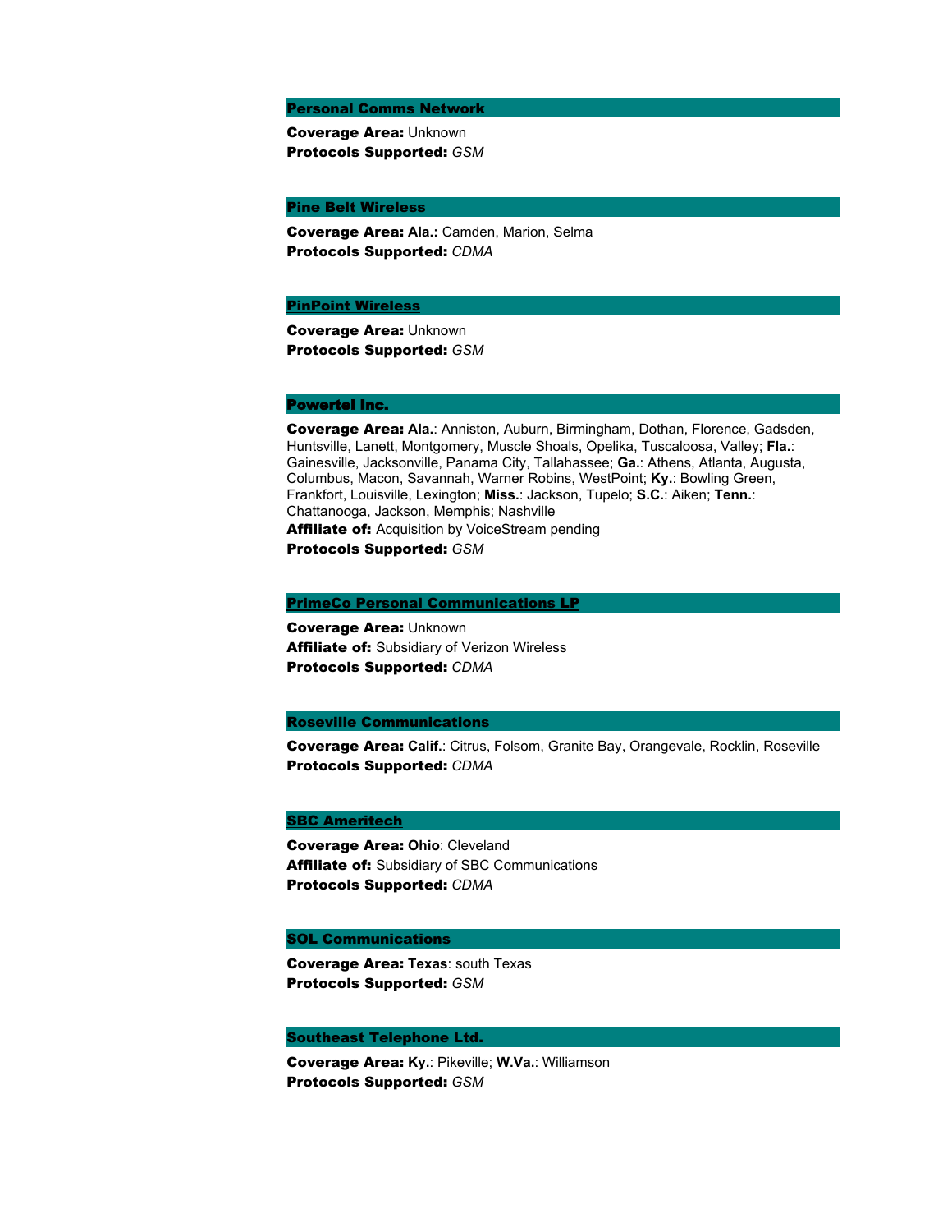### Personal Comms Network

**Coverage Area:** Unknown
**Protocols Supported:** *GSM*

### Pine Belt Wireless

**Coverage Area: Ala.:** Camden, Marion, Selma
**Protocols Supported:** *CDMA*

### PinPoint Wireless

**Coverage Area:** Unknown
**Protocols Supported:** *GSM*

### Powertel Inc.

**Coverage Area: Ala.**: Anniston, Auburn, Birmingham, Dothan, Florence, Gadsden, Huntsville, Lanett, Montgomery, Muscle Shoals, Opelika, Tuscaloosa, Valley; **Fla.**: Gainesville, Jacksonville, Panama City, Tallahassee; **Ga.**: Athens, Atlanta, Augusta, Columbus, Macon, Savannah, Warner Robins, WestPoint; **Ky.**: Bowling Green, Frankfort, Louisville, Lexington; **Miss.**: Jackson, Tupelo; **S.C.**: Aiken; **Tenn.**: Chattanooga, Jackson, Memphis; Nashville
**Affiliate of:** Acquisition by VoiceStream pending
**Protocols Supported:** *GSM*

### PrimeCo Personal Communications LP

**Coverage Area:** Unknown
**Affiliate of:** Subsidiary of Verizon Wireless
**Protocols Supported:** *CDMA*

### Roseville Communications

**Coverage Area: Calif.**: Citrus, Folsom, Granite Bay, Orangevale, Rocklin, Roseville
**Protocols Supported:** *CDMA*

### SBC Ameritech

**Coverage Area: Ohio**: Cleveland
**Affiliate of:** Subsidiary of SBC Communications
**Protocols Supported:** *CDMA*

### SOL Communications

**Coverage Area: Texas**: south Texas
**Protocols Supported:** *GSM*

### Southeast Telephone Ltd.

**Coverage Area: Ky.**: Pikeville; **W.Va.**: Williamson
**Protocols Supported:** *GSM*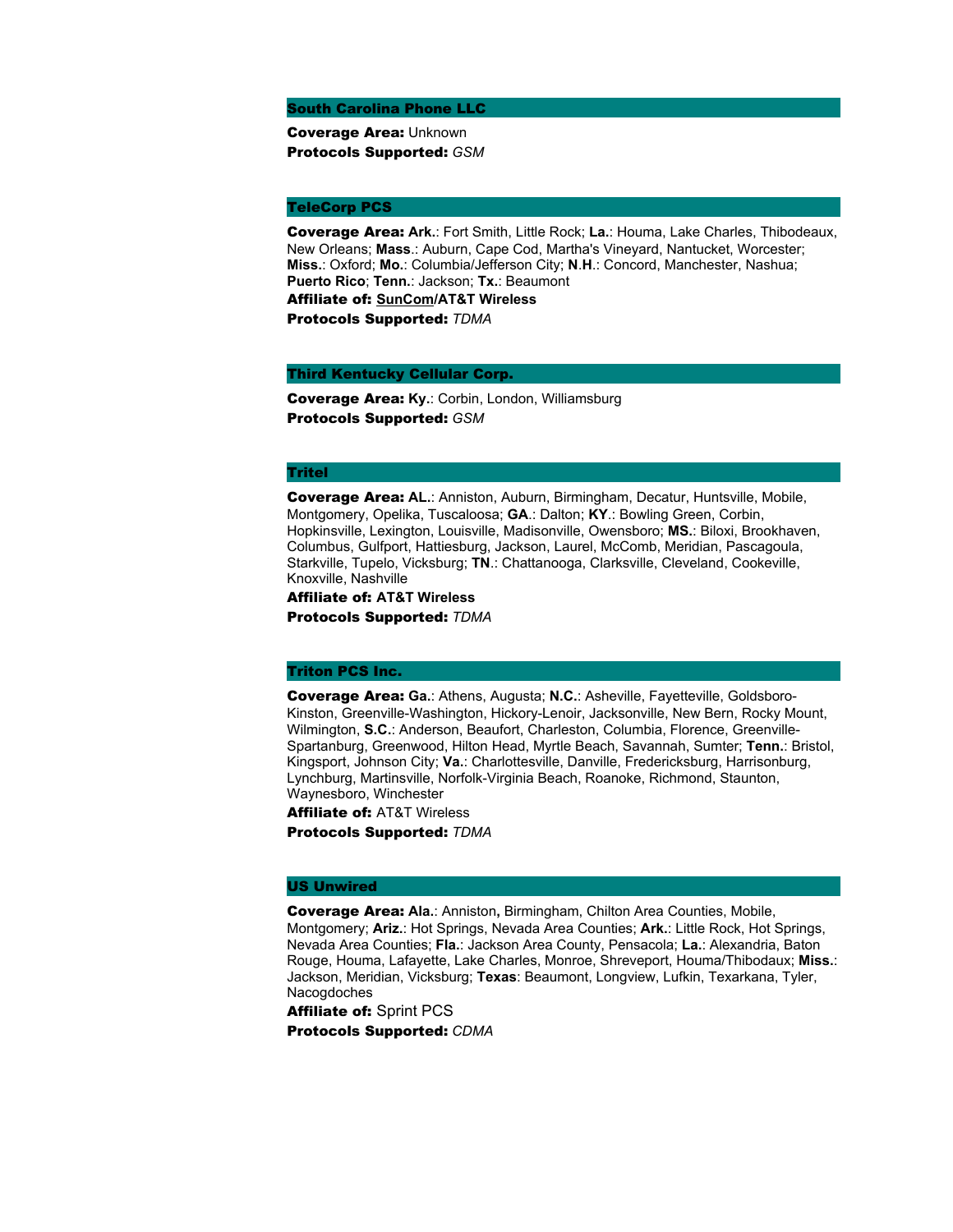## South Carolina Phone LLC

**Coverage Area:** Unknown

**Protocols Supported:** *GSM*

## TeleCorp PCS

**Coverage Area: Ark.**: Fort Smith, Little Rock; **La.**: Houma, Lake Charles, Thibodeaux, New Orleans; **Mass**.: Auburn, Cape Cod, Martha's Vineyard, Nantucket, Worcester; **Miss.**: Oxford; **Mo.**: Columbia/Jefferson City; **N**.**H**.: Concord, Manchester, Nashua; **Puerto Rico**; **Tenn.**: Jackson; **Tx.**: Beaumont

**Affiliate of: SunCom/AT&T Wireless**

**Protocols Supported:** *TDMA*

## Third Kentucky Cellular Corp.

**Coverage Area: Ky.**: Corbin, London, Williamsburg

**Protocols Supported:** *GSM*

## Tritel

**Coverage Area: AL.**: Anniston, Auburn, Birmingham, Decatur, Huntsville, Mobile, Montgomery, Opelika, Tuscaloosa; **GA**.: Dalton; **KY**.: Bowling Green, Corbin, Hopkinsville, Lexington, Louisville, Madisonville, Owensboro; **MS.**: Biloxi, Brookhaven, Columbus, Gulfport, Hattiesburg, Jackson, Laurel, McComb, Meridian, Pascagoula, Starkville, Tupelo, Vicksburg; **TN**.: Chattanooga, Clarksville, Cleveland, Cookeville, Knoxville, Nashville

**Affiliate of: AT&T Wireless**

**Protocols Supported:** *TDMA*

## Triton PCS Inc.

**Coverage Area: Ga**.: Athens, Augusta; **N.C.**: Asheville, Fayetteville, Goldsboro-Kinston, Greenville-Washington, Hickory-Lenoir, Jacksonville, New Bern, Rocky Mount, Wilmington, **S.C.**: Anderson, Beaufort, Charleston, Columbia, Florence, Greenville-Spartanburg, Greenwood, Hilton Head, Myrtle Beach, Savannah, Sumter; **Tenn.**: Bristol, Kingsport, Johnson City; **Va.**: Charlottesville, Danville, Fredericksburg, Harrisonburg, Lynchburg, Martinsville, Norfolk-Virginia Beach, Roanoke, Richmond, Staunton, Waynesboro, Winchester

**Affiliate of:** AT&T Wireless

**Protocols Supported:** *TDMA*

## US Unwired

**Coverage Area: Ala.**: Anniston**,** Birmingham, Chilton Area Counties, Mobile, Montgomery; **Ariz.**: Hot Springs, Nevada Area Counties; **Ark.**: Little Rock, Hot Springs, Nevada Area Counties; **Fla.**: Jackson Area County, Pensacola; **La.**: Alexandria, Baton Rouge, Houma, Lafayette, Lake Charles, Monroe, Shreveport, Houma/Thibodaux; **Miss.**: Jackson, Meridian, Vicksburg; **Texas**: Beaumont, Longview, Lufkin, Texarkana, Tyler, Nacogdoches

**Affiliate of:** Sprint PCS

**Protocols Supported:** *CDMA*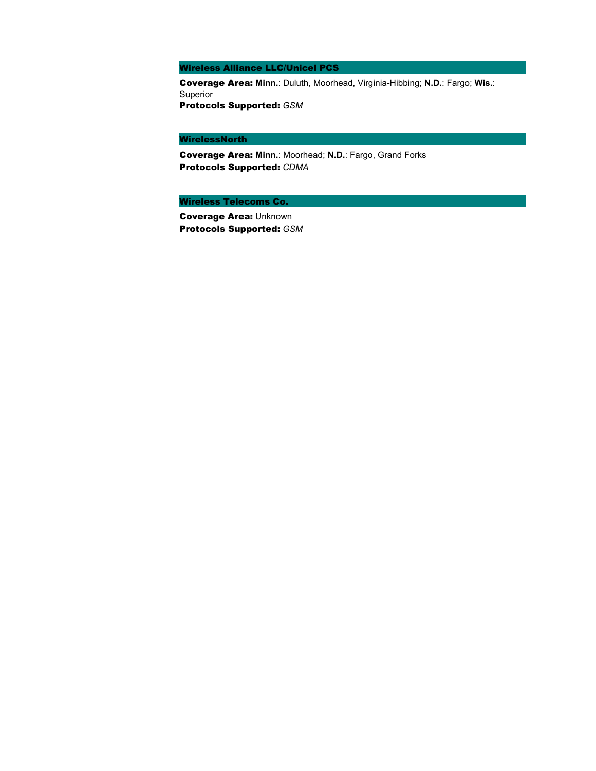### Wireless Alliance LLC/Unicel PCS

**Coverage Area:** **Minn.**: Duluth, Moorhead, Virginia-Hibbing; **N.D.**: Fargo; **Wis.**: Superior
**Protocols Supported:** *GSM*

### WirelessNorth

**Coverage Area:** **Minn.**: Moorhead; **N.D.**: Fargo, Grand Forks
**Protocols Supported:** *CDMA*

### Wireless Telecoms Co.

**Coverage Area:** Unknown
**Protocols Supported:** *GSM*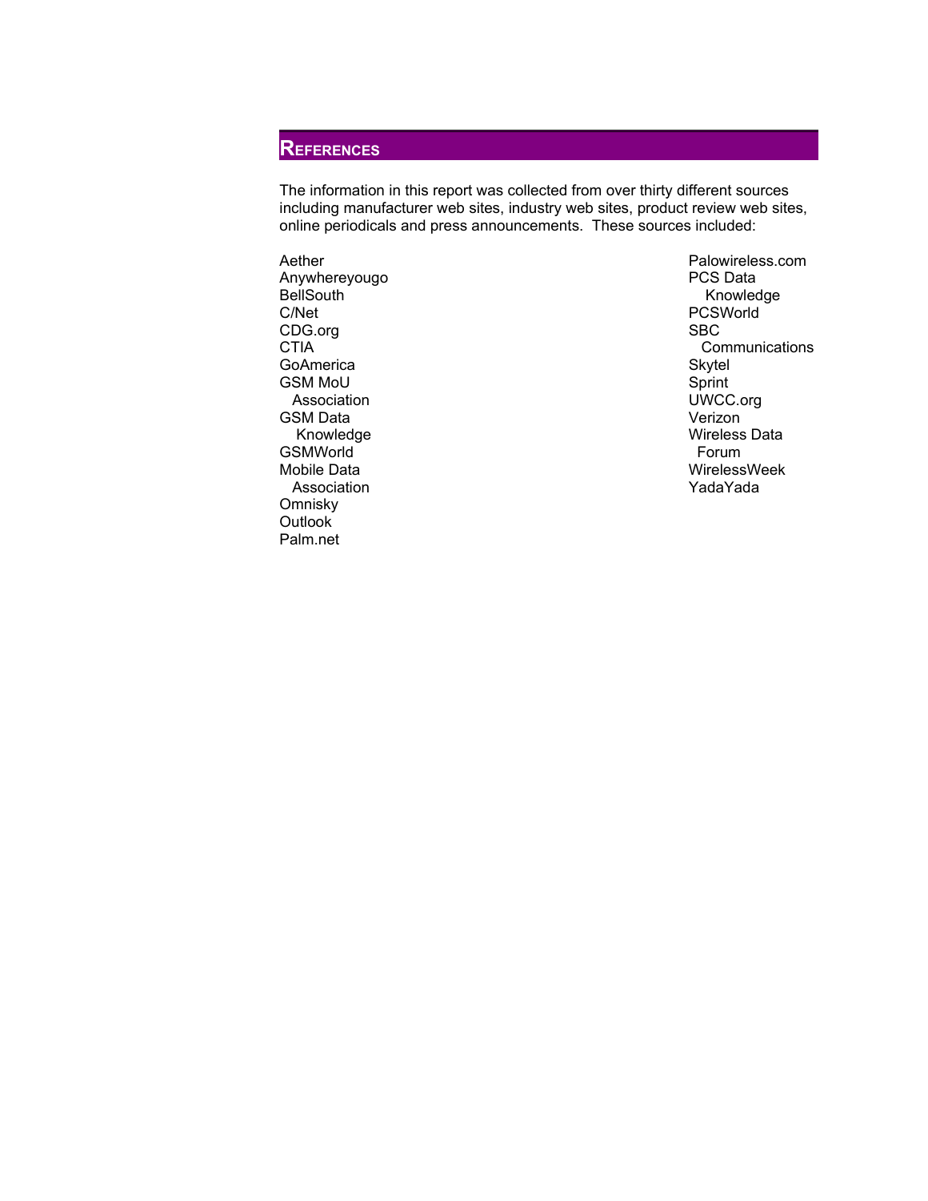## REFERENCES

The information in this report was collected from over thirty different sources including manufacturer web sites, industry web sites, product review web sites, online periodicals and press announcements. These sources included:

- Aether
- Anywhereyougo
- BellSouth
- C/Net
- CDG.org
- CTIA
- GoAmerica
- GSM MoU Association
- GSM Data Knowledge
- GSMWorld
- Mobile Data Association
- Omnisky
- Outlook
- Palm.net
- Palowireless.com
- PCS Data Knowledge
- PCSWorld
- SBC Communications
- Skytel
- Sprint
- UWCC.org
- Verizon
- Wireless Data Forum
- WirelessWeek
- YadaYada